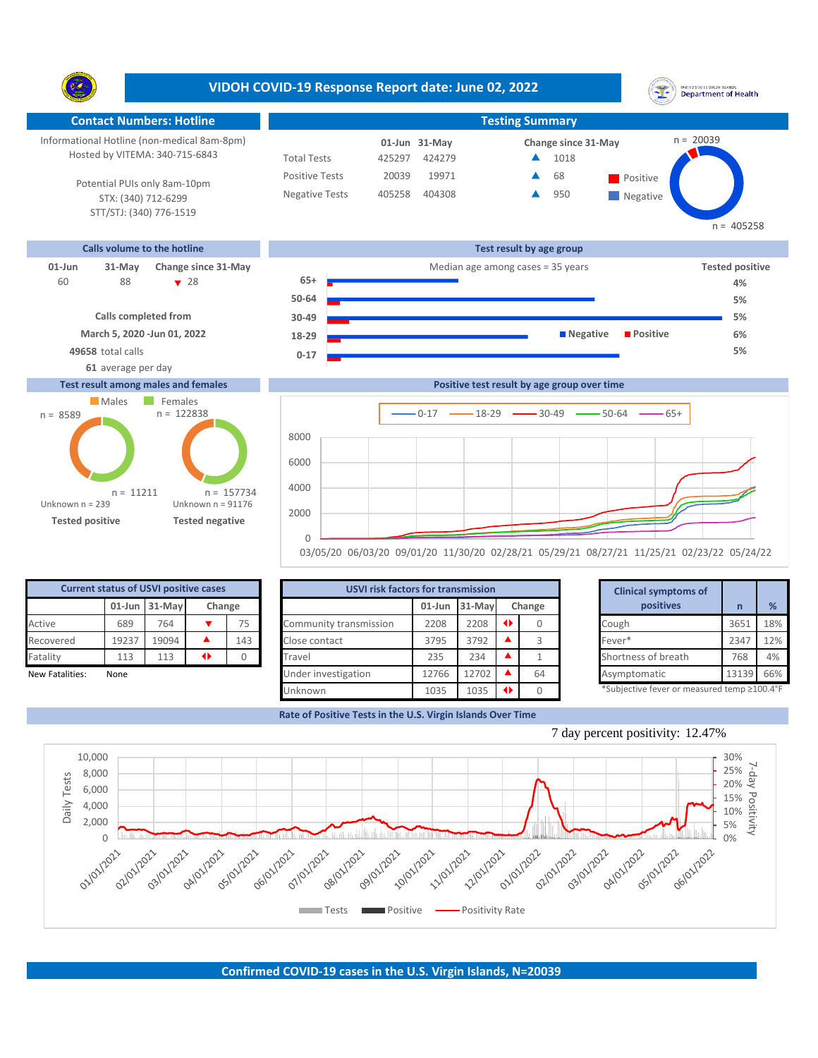# VIDOH COVID-19 Response Report date: June 02, 2022

## Contact Numbers: Hotline

Informational Hotline (non-medical 8am-8pm)
Hosted by VITEMA: 340-715-6843

Potential PUIs only 8am-10pm
STX: (340) 712-6299
STT/STJ: (340) 776-1519

## Testing Summary

| | 01-Jun | 31-May | Change since 31-May |
|---|---|---|---|
| Total Tests | 425297 | 424279 | ▲ 1018 |
| Positive Tests | 20039 | 19971 | ▲ 68 |
| Negative Tests | 405258 | 404308 | ▲ 950 |

Positive n = 20039; Negative n = 405258

## Calls volume to the hotline

| 01-Jun | 31-May | Change since 31-May |
|---|---|---|
| 60 | 88 | ▼ 28 |

Calls completed from March 5, 2020 -Jun 01, 2022

**49658** total calls

**61** average per day

## Test result by age group

Median age among cases = 35 years

| Age group | Tested positive |
|---|---|
| 65+ | 4% |
| 50-64 | 5% |
| 30-49 | 5% |
| 18-29 | 6% |
| 0-17 | 5% |

## Test result among males and females

| | Males | Females | Unknown |
|---|---|---|---|
| Tested positive | n = 8589 | n = 11211 | n = 239 |
| Tested negative | n = 157734 | n = 122838 | n = 91176 |

## Positive test result by age group over time

Legend: 0-17, 18-29, 30-49, 50-64, 65+

Dates: 03/05/20, 06/03/20, 09/01/20, 11/30/20, 02/28/21, 05/29/21, 08/27/21, 11/25/21, 02/23/22, 05/24/22

## Current status of USVI positive cases

| | 01-Jun | 31-May | Change | |
|---|---|---|---|---|
| Active | 689 | 764 | ▼ | 75 |
| Recovered | 19237 | 19094 | ▲ | 143 |
| Fatality | 113 | 113 | ◆ | 0 |

New Fatalities: None

## USVI risk factors for transmission

| | 01-Jun | 31-May | Change | |
|---|---|---|---|---|
| Community transmission | 2208 | 2208 | ◆ | 0 |
| Close contact | 3795 | 3792 | ▲ | 3 |
| Travel | 235 | 234 | ▲ | 1 |
| Under investigation | 12766 | 12702 | ▲ | 64 |
| Unknown | 1035 | 1035 | ◆ | 0 |

## Clinical symptoms of positives

| | n | % |
|---|---|---|
| Cough | 3651 | 18% |
| Fever* | 2347 | 12% |
| Shortness of breath | 768 | 4% |
| Asymptomatic | 13139 | 66% |

*Subjective fever or measured temp ≥100.4°F

## Rate of Positive Tests in the U.S. Virgin Islands Over Time

7 day percent positivity: 12.47%

Legend: Tests, Positive, Positivity Rate

## Confirmed COVID-19 cases in the U.S. Virgin Islands, N=20039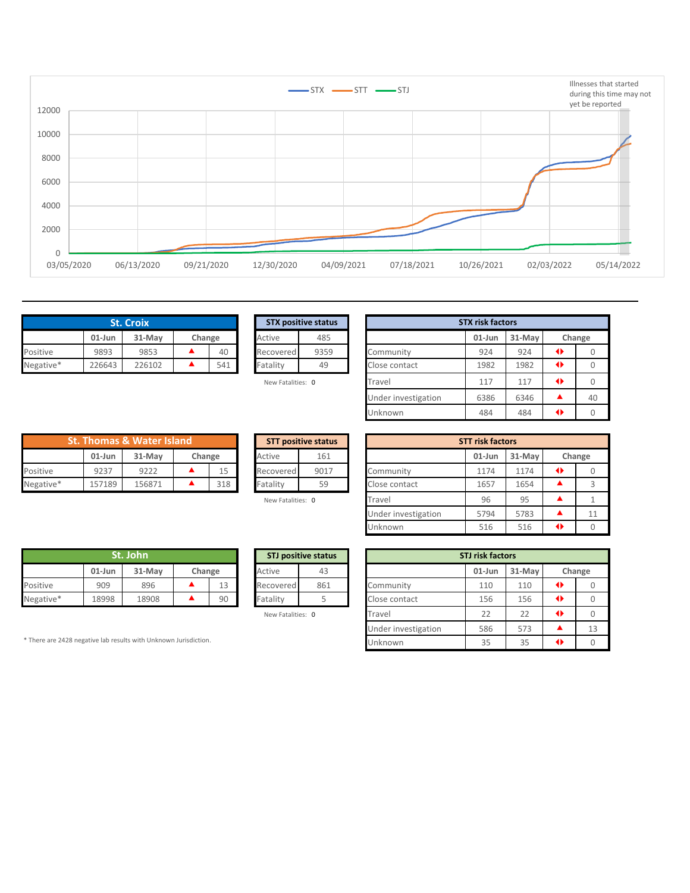STX STT STJ

Illnesses that started during this time may not yet be reported

12000
10000
8000
6000
4000
2000
0

03/05/2020 06/13/2020 09/21/2020 12/30/2020 04/09/2021 07/18/2021 10/26/2021 02/03/2022 05/14/2022

| St. Croix | 01-Jun | 31-May | Change | |
|---|---|---|---|---|
| Positive | 9893 | 9853 | ▲ | 40 |
| Negative* | 226643 | 226102 | ▲ | 541 |

| STX positive status | |
|---|---|
| Active | 485 |
| Recovered | 9359 |
| Fatality | 49 |

New Fatalities: 0

| STX risk factors | 01-Jun | 31-May | Change | |
|---|---|---|---|---|
| Community | 924 | 924 | ◆ | 0 |
| Close contact | 1982 | 1982 | ◆ | 0 |
| Travel | 117 | 117 | ◆ | 0 |
| Under investigation | 6386 | 6346 | ▲ | 40 |
| Unknown | 484 | 484 | ◆ | 0 |

| St. Thomas & Water Island | 01-Jun | 31-May | Change | |
|---|---|---|---|---|
| Positive | 9237 | 9222 | ▲ | 15 |
| Negative* | 157189 | 156871 | ▲ | 318 |

| STT positive status | |
|---|---|
| Active | 161 |
| Recovered | 9017 |
| Fatality | 59 |

New Fatalities: 0

| STT risk factors | 01-Jun | 31-May | Change | |
|---|---|---|---|---|
| Community | 1174 | 1174 | ◆ | 0 |
| Close contact | 1657 | 1654 | ▲ | 3 |
| Travel | 96 | 95 | ▲ | 1 |
| Under investigation | 5794 | 5783 | ▲ | 11 |
| Unknown | 516 | 516 | ◆ | 0 |

| St. John | 01-Jun | 31-May | Change | |
|---|---|---|---|---|
| Positive | 909 | 896 | ▲ | 13 |
| Negative* | 18998 | 18908 | ▲ | 90 |

| STJ positive status | |
|---|---|
| Active | 43 |
| Recovered | 861 |
| Fatality | 5 |

New Fatalities: 0

| STJ risk factors | 01-Jun | 31-May | Change | |
|---|---|---|---|---|
| Community | 110 | 110 | ◆ | 0 |
| Close contact | 156 | 156 | ◆ | 0 |
| Travel | 22 | 22 | ◆ | 0 |
| Under investigation | 586 | 573 | ▲ | 13 |
| Unknown | 35 | 35 | ◆ | 0 |

* There are 2428 negative lab results with Unknown Jurisdiction.